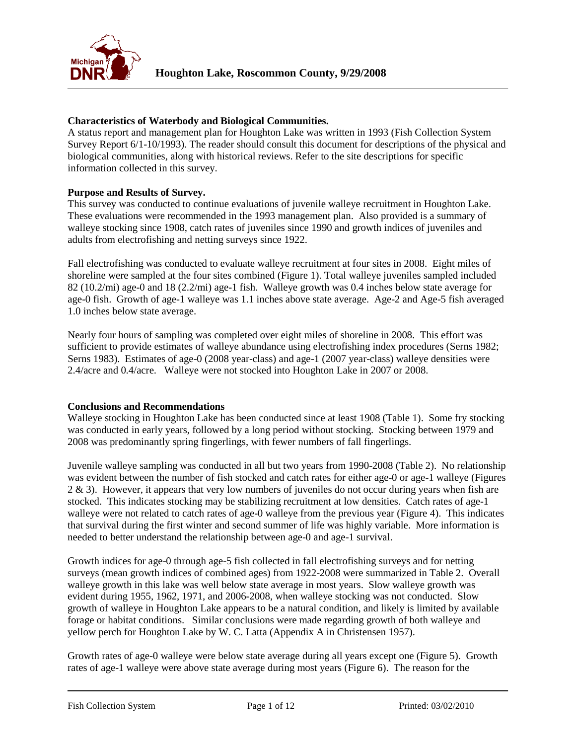# Houghton Lake, Roscommon County, 9/29/2008

**Characteristics of Waterbody and Biological Communities.**
A status report and management plan for Houghton Lake was written in 1993 (Fish Collection System Survey Report 6/1-10/1993). The reader should consult this document for descriptions of the physical and biological communities, along with historical reviews. Refer to the site descriptions for specific information collected in this survey.

**Purpose and Results of Survey.**
This survey was conducted to continue evaluations of juvenile walleye recruitment in Houghton Lake. These evaluations were recommended in the 1993 management plan. Also provided is a summary of walleye stocking since 1908, catch rates of juveniles since 1990 and growth indices of juveniles and adults from electrofishing and netting surveys since 1922.

Fall electrofishing was conducted to evaluate walleye recruitment at four sites in 2008. Eight miles of shoreline were sampled at the four sites combined (Figure 1). Total walleye juveniles sampled included 82 (10.2/mi) age-0 and 18 (2.2/mi) age-1 fish. Walleye growth was 0.4 inches below state average for age-0 fish. Growth of age-1 walleye was 1.1 inches above state average. Age-2 and Age-5 fish averaged 1.0 inches below state average.

Nearly four hours of sampling was completed over eight miles of shoreline in 2008. This effort was sufficient to provide estimates of walleye abundance using electrofishing index procedures (Serns 1982; Serns 1983). Estimates of age-0 (2008 year-class) and age-1 (2007 year-class) walleye densities were 2.4/acre and 0.4/acre. Walleye were not stocked into Houghton Lake in 2007 or 2008.

**Conclusions and Recommendations**
Walleye stocking in Houghton Lake has been conducted since at least 1908 (Table 1). Some fry stocking was conducted in early years, followed by a long period without stocking. Stocking between 1979 and 2008 was predominantly spring fingerlings, with fewer numbers of fall fingerlings.

Juvenile walleye sampling was conducted in all but two years from 1990-2008 (Table 2). No relationship was evident between the number of fish stocked and catch rates for either age-0 or age-1 walleye (Figures 2 & 3). However, it appears that very low numbers of juveniles do not occur during years when fish are stocked. This indicates stocking may be stabilizing recruitment at low densities. Catch rates of age-1 walleye were not related to catch rates of age-0 walleye from the previous year (Figure 4). This indicates that survival during the first winter and second summer of life was highly variable. More information is needed to better understand the relationship between age-0 and age-1 survival.

Growth indices for age-0 through age-5 fish collected in fall electrofishing surveys and for netting surveys (mean growth indices of combined ages) from 1922-2008 were summarized in Table 2. Overall walleye growth in this lake was well below state average in most years. Slow walleye growth was evident during 1955, 1962, 1971, and 2006-2008, when walleye stocking was not conducted. Slow growth of walleye in Houghton Lake appears to be a natural condition, and likely is limited by available forage or habitat conditions. Similar conclusions were made regarding growth of both walleye and yellow perch for Houghton Lake by W. C. Latta (Appendix A in Christensen 1957).

Growth rates of age-0 walleye were below state average during all years except one (Figure 5). Growth rates of age-1 walleye were above state average during most years (Figure 6). The reason for the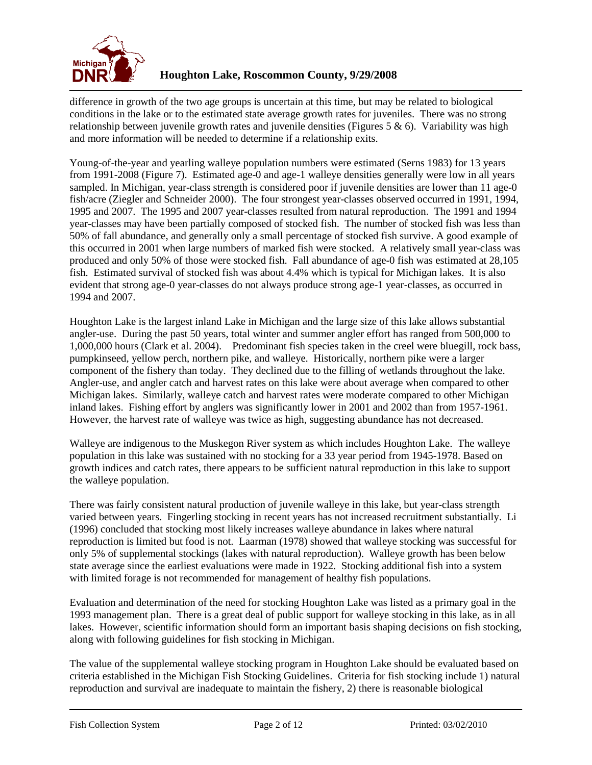difference in growth of the two age groups is uncertain at this time, but may be related to biological conditions in the lake or to the estimated state average growth rates for juveniles. There was no strong relationship between juvenile growth rates and juvenile densities (Figures 5 & 6). Variability was high and more information will be needed to determine if a relationship exits.

Young-of-the-year and yearling walleye population numbers were estimated (Serns 1983) for 13 years from 1991-2008 (Figure 7). Estimated age-0 and age-1 walleye densities generally were low in all years sampled. In Michigan, year-class strength is considered poor if juvenile densities are lower than 11 age-0 fish/acre (Ziegler and Schneider 2000). The four strongest year-classes observed occurred in 1991, 1994, 1995 and 2007. The 1995 and 2007 year-classes resulted from natural reproduction. The 1991 and 1994 year-classes may have been partially composed of stocked fish. The number of stocked fish was less than 50% of fall abundance, and generally only a small percentage of stocked fish survive. A good example of this occurred in 2001 when large numbers of marked fish were stocked. A relatively small year-class was produced and only 50% of those were stocked fish. Fall abundance of age-0 fish was estimated at 28,105 fish. Estimated survival of stocked fish was about 4.4% which is typical for Michigan lakes. It is also evident that strong age-0 year-classes do not always produce strong age-1 year-classes, as occurred in 1994 and 2007.

Houghton Lake is the largest inland Lake in Michigan and the large size of this lake allows substantial angler-use. During the past 50 years, total winter and summer angler effort has ranged from 500,000 to 1,000,000 hours (Clark et al. 2004). Predominant fish species taken in the creel were bluegill, rock bass, pumpkinseed, yellow perch, northern pike, and walleye. Historically, northern pike were a larger component of the fishery than today. They declined due to the filling of wetlands throughout the lake. Angler-use, and angler catch and harvest rates on this lake were about average when compared to other Michigan lakes. Similarly, walleye catch and harvest rates were moderate compared to other Michigan inland lakes. Fishing effort by anglers was significantly lower in 2001 and 2002 than from 1957-1961. However, the harvest rate of walleye was twice as high, suggesting abundance has not decreased.

Walleye are indigenous to the Muskegon River system as which includes Houghton Lake. The walleye population in this lake was sustained with no stocking for a 33 year period from 1945-1978. Based on growth indices and catch rates, there appears to be sufficient natural reproduction in this lake to support the walleye population.

There was fairly consistent natural production of juvenile walleye in this lake, but year-class strength varied between years. Fingerling stocking in recent years has not increased recruitment substantially. Li (1996) concluded that stocking most likely increases walleye abundance in lakes where natural reproduction is limited but food is not. Laarman (1978) showed that walleye stocking was successful for only 5% of supplemental stockings (lakes with natural reproduction). Walleye growth has been below state average since the earliest evaluations were made in 1922. Stocking additional fish into a system with limited forage is not recommended for management of healthy fish populations.

Evaluation and determination of the need for stocking Houghton Lake was listed as a primary goal in the 1993 management plan. There is a great deal of public support for walleye stocking in this lake, as in all lakes. However, scientific information should form an important basis shaping decisions on fish stocking, along with following guidelines for fish stocking in Michigan.

The value of the supplemental walleye stocking program in Houghton Lake should be evaluated based on criteria established in the Michigan Fish Stocking Guidelines. Criteria for fish stocking include 1) natural reproduction and survival are inadequate to maintain the fishery, 2) there is reasonable biological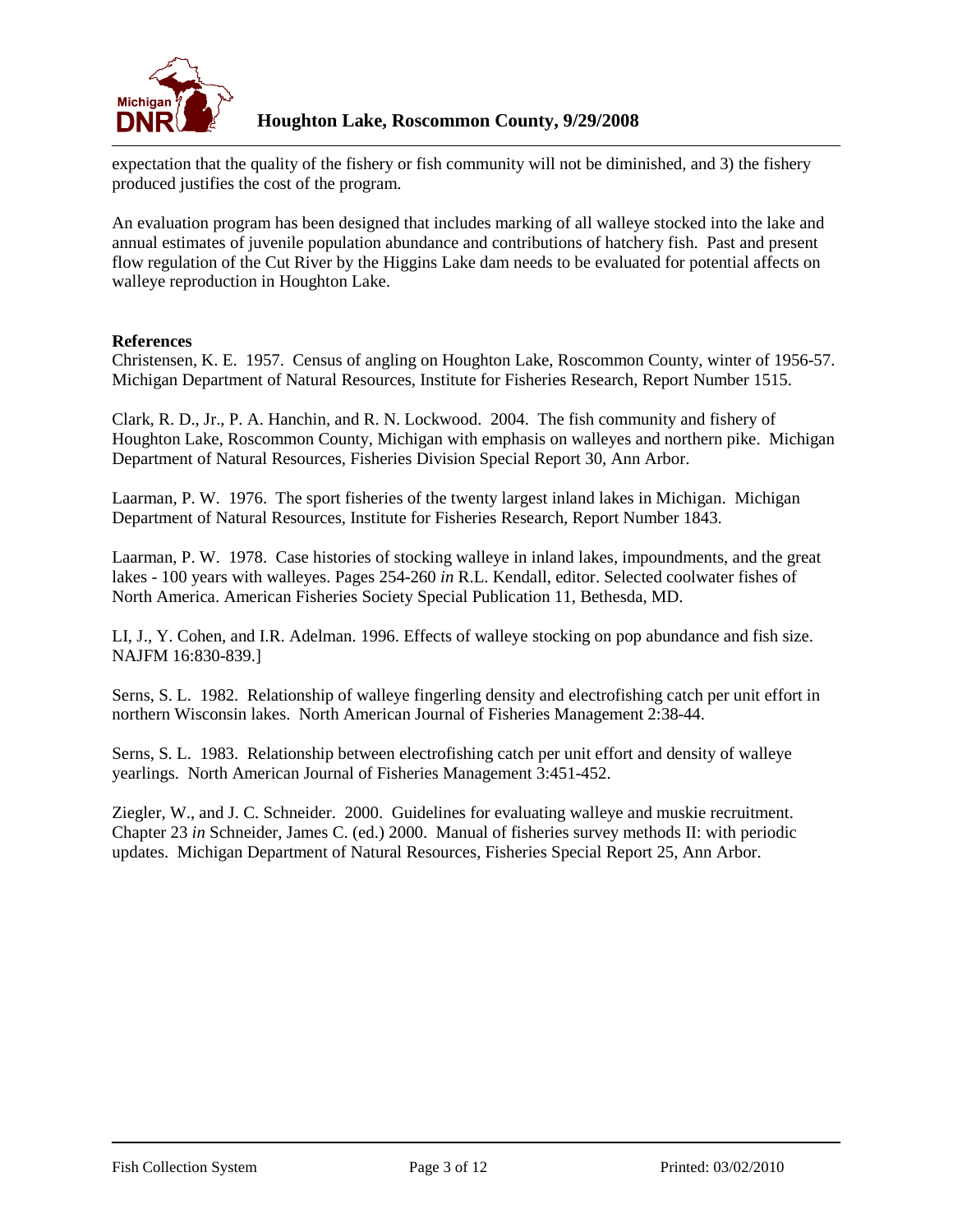expectation that the quality of the fishery or fish community will not be diminished, and 3) the fishery produced justifies the cost of the program.

An evaluation program has been designed that includes marking of all walleye stocked into the lake and annual estimates of juvenile population abundance and contributions of hatchery fish. Past and present flow regulation of the Cut River by the Higgins Lake dam needs to be evaluated for potential affects on walleye reproduction in Houghton Lake.

**References**

Christensen, K. E. 1957. Census of angling on Houghton Lake, Roscommon County, winter of 1956-57. Michigan Department of Natural Resources, Institute for Fisheries Research, Report Number 1515.

Clark, R. D., Jr., P. A. Hanchin, and R. N. Lockwood. 2004. The fish community and fishery of Houghton Lake, Roscommon County, Michigan with emphasis on walleyes and northern pike. Michigan Department of Natural Resources, Fisheries Division Special Report 30, Ann Arbor.

Laarman, P. W. 1976. The sport fisheries of the twenty largest inland lakes in Michigan. Michigan Department of Natural Resources, Institute for Fisheries Research, Report Number 1843.

Laarman, P. W. 1978. Case histories of stocking walleye in inland lakes, impoundments, and the great lakes - 100 years with walleyes. Pages 254-260 *in* R.L. Kendall, editor. Selected coolwater fishes of North America. American Fisheries Society Special Publication 11, Bethesda, MD.

LI, J., Y. Cohen, and I.R. Adelman. 1996. Effects of walleye stocking on pop abundance and fish size. NAJFM 16:830-839.]

Serns, S. L. 1982. Relationship of walleye fingerling density and electrofishing catch per unit effort in northern Wisconsin lakes. North American Journal of Fisheries Management 2:38-44.

Serns, S. L. 1983. Relationship between electrofishing catch per unit effort and density of walleye yearlings. North American Journal of Fisheries Management 3:451-452.

Ziegler, W., and J. C. Schneider. 2000. Guidelines for evaluating walleye and muskie recruitment. Chapter 23 *in* Schneider, James C. (ed.) 2000. Manual of fisheries survey methods II: with periodic updates. Michigan Department of Natural Resources, Fisheries Special Report 25, Ann Arbor.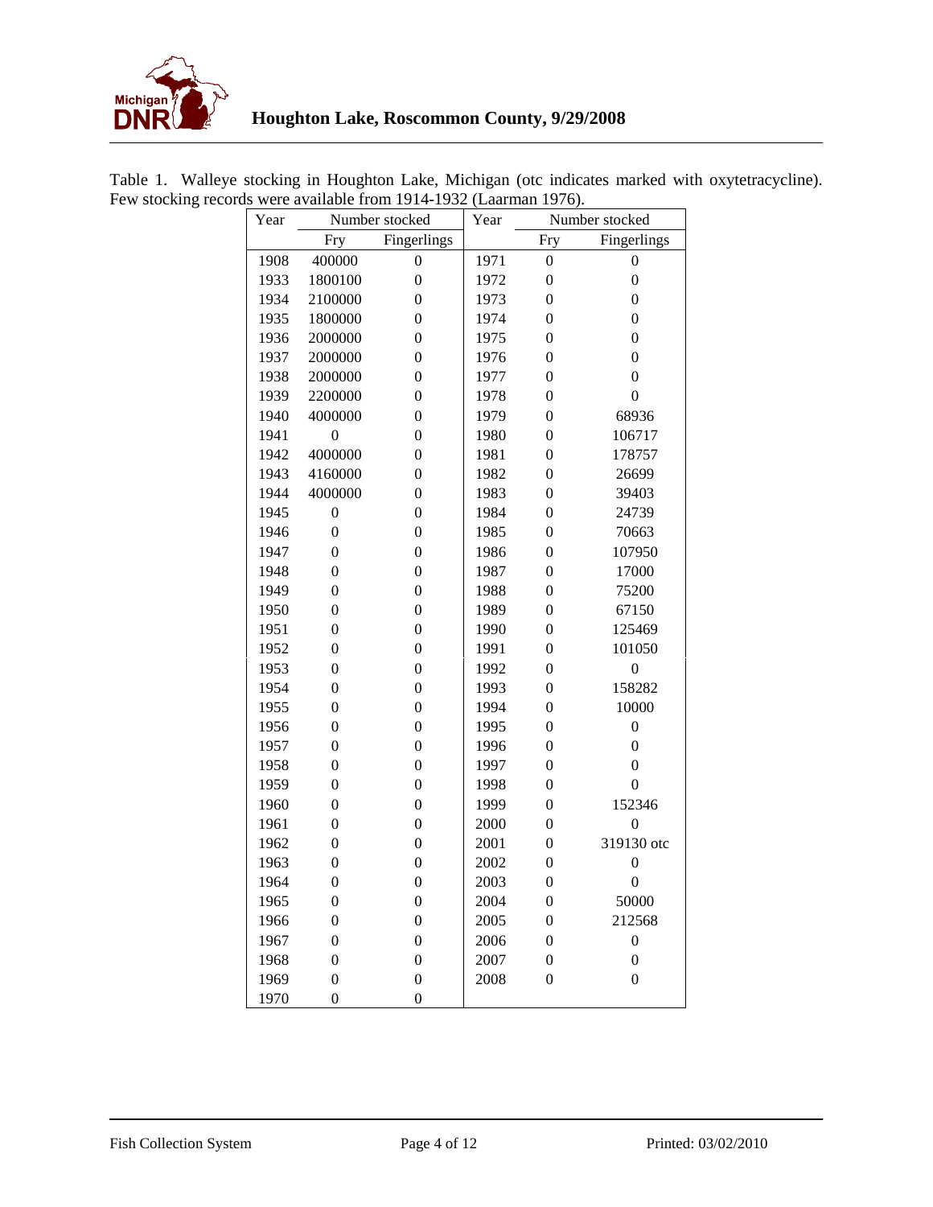Table 1. Walleye stocking in Houghton Lake, Michigan (otc indicates marked with oxytetracycline). Few stocking records were available from 1914-1932 (Laarman 1976).

| Year | Number stocked | | Year | Number stocked | |
|---|---|---|---|---|---|
| | Fry | Fingerlings | | Fry | Fingerlings |
| 1908 | 400000 | 0 | 1971 | 0 | 0 |
| 1933 | 1800100 | 0 | 1972 | 0 | 0 |
| 1934 | 2100000 | 0 | 1973 | 0 | 0 |
| 1935 | 1800000 | 0 | 1974 | 0 | 0 |
| 1936 | 2000000 | 0 | 1975 | 0 | 0 |
| 1937 | 2000000 | 0 | 1976 | 0 | 0 |
| 1938 | 2000000 | 0 | 1977 | 0 | 0 |
| 1939 | 2200000 | 0 | 1978 | 0 | 0 |
| 1940 | 4000000 | 0 | 1979 | 0 | 68936 |
| 1941 | 0 | 0 | 1980 | 0 | 106717 |
| 1942 | 4000000 | 0 | 1981 | 0 | 178757 |
| 1943 | 4160000 | 0 | 1982 | 0 | 26699 |
| 1944 | 4000000 | 0 | 1983 | 0 | 39403 |
| 1945 | 0 | 0 | 1984 | 0 | 24739 |
| 1946 | 0 | 0 | 1985 | 0 | 70663 |
| 1947 | 0 | 0 | 1986 | 0 | 107950 |
| 1948 | 0 | 0 | 1987 | 0 | 17000 |
| 1949 | 0 | 0 | 1988 | 0 | 75200 |
| 1950 | 0 | 0 | 1989 | 0 | 67150 |
| 1951 | 0 | 0 | 1990 | 0 | 125469 |
| 1952 | 0 | 0 | 1991 | 0 | 101050 |
| 1953 | 0 | 0 | 1992 | 0 | 0 |
| 1954 | 0 | 0 | 1993 | 0 | 158282 |
| 1955 | 0 | 0 | 1994 | 0 | 10000 |
| 1956 | 0 | 0 | 1995 | 0 | 0 |
| 1957 | 0 | 0 | 1996 | 0 | 0 |
| 1958 | 0 | 0 | 1997 | 0 | 0 |
| 1959 | 0 | 0 | 1998 | 0 | 0 |
| 1960 | 0 | 0 | 1999 | 0 | 152346 |
| 1961 | 0 | 0 | 2000 | 0 | 0 |
| 1962 | 0 | 0 | 2001 | 0 | 319130 otc |
| 1963 | 0 | 0 | 2002 | 0 | 0 |
| 1964 | 0 | 0 | 2003 | 0 | 0 |
| 1965 | 0 | 0 | 2004 | 0 | 50000 |
| 1966 | 0 | 0 | 2005 | 0 | 212568 |
| 1967 | 0 | 0 | 2006 | 0 | 0 |
| 1968 | 0 | 0 | 2007 | 0 | 0 |
| 1969 | 0 | 0 | 2008 | 0 | 0 |
| 1970 | 0 | 0 | | | |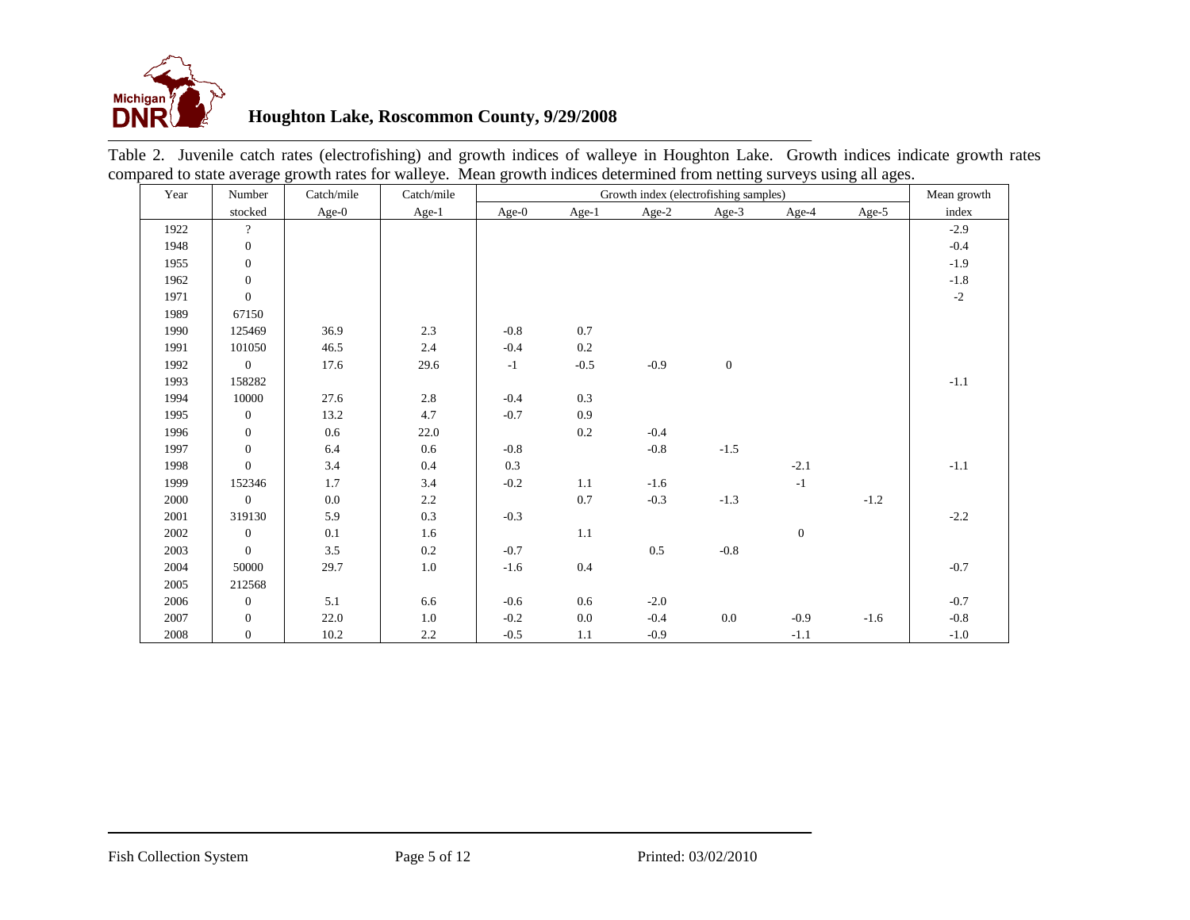Table 2. Juvenile catch rates (electrofishing) and growth indices of walleye in Houghton Lake. Growth indices indicate growth rates compared to state average growth rates for walleye. Mean growth indices determined from netting surveys using all ages.

| Year | Number stocked | Catch/mile Age-0 | Catch/mile Age-1 | Growth index (electrofishing samples) Age-0 | Age-1 | Age-2 | Age-3 | Age-4 | Age-5 | Mean growth index |
|---|---|---|---|---|---|---|---|---|---|---|
| 1922 | ? | | | | | | | | | -2.9 |
| 1948 | 0 | | | | | | | | | -0.4 |
| 1955 | 0 | | | | | | | | | -1.9 |
| 1962 | 0 | | | | | | | | | -1.8 |
| 1971 | 0 | | | | | | | | | -2 |
| 1989 | 67150 | | | | | | | | | |
| 1990 | 125469 | 36.9 | 2.3 | -0.8 | 0.7 | | | | | |
| 1991 | 101050 | 46.5 | 2.4 | -0.4 | 0.2 | | | | | |
| 1992 | 0 | 17.6 | 29.6 | -1 | -0.5 | -0.9 | 0 | | | |
| 1993 | 158282 | | | | | | | | | -1.1 |
| 1994 | 10000 | 27.6 | 2.8 | -0.4 | 0.3 | | | | | |
| 1995 | 0 | 13.2 | 4.7 | -0.7 | 0.9 | | | | | |
| 1996 | 0 | 0.6 | 22.0 | | 0.2 | -0.4 | | | | |
| 1997 | 0 | 6.4 | 0.6 | -0.8 | | -0.8 | -1.5 | | | |
| 1998 | 0 | 3.4 | 0.4 | 0.3 | | | | -2.1 | | -1.1 |
| 1999 | 152346 | 1.7 | 3.4 | -0.2 | 1.1 | -1.6 | | -1 | | |
| 2000 | 0 | 0.0 | 2.2 | | 0.7 | -0.3 | -1.3 | | -1.2 | |
| 2001 | 319130 | 5.9 | 0.3 | -0.3 | | | | | | -2.2 |
| 2002 | 0 | 0.1 | 1.6 | | 1.1 | | | 0 | | |
| 2003 | 0 | 3.5 | 0.2 | -0.7 | | 0.5 | -0.8 | | | |
| 2004 | 50000 | 29.7 | 1.0 | -1.6 | 0.4 | | | | | -0.7 |
| 2005 | 212568 | | | | | | | | | |
| 2006 | 0 | 5.1 | 6.6 | -0.6 | 0.6 | -2.0 | | | | -0.7 |
| 2007 | 0 | 22.0 | 1.0 | -0.2 | 0.0 | -0.4 | 0.0 | -0.9 | -1.6 | -0.8 |
| 2008 | 0 | 10.2 | 2.2 | -0.5 | 1.1 | -0.9 | | -1.1 | | -1.0 |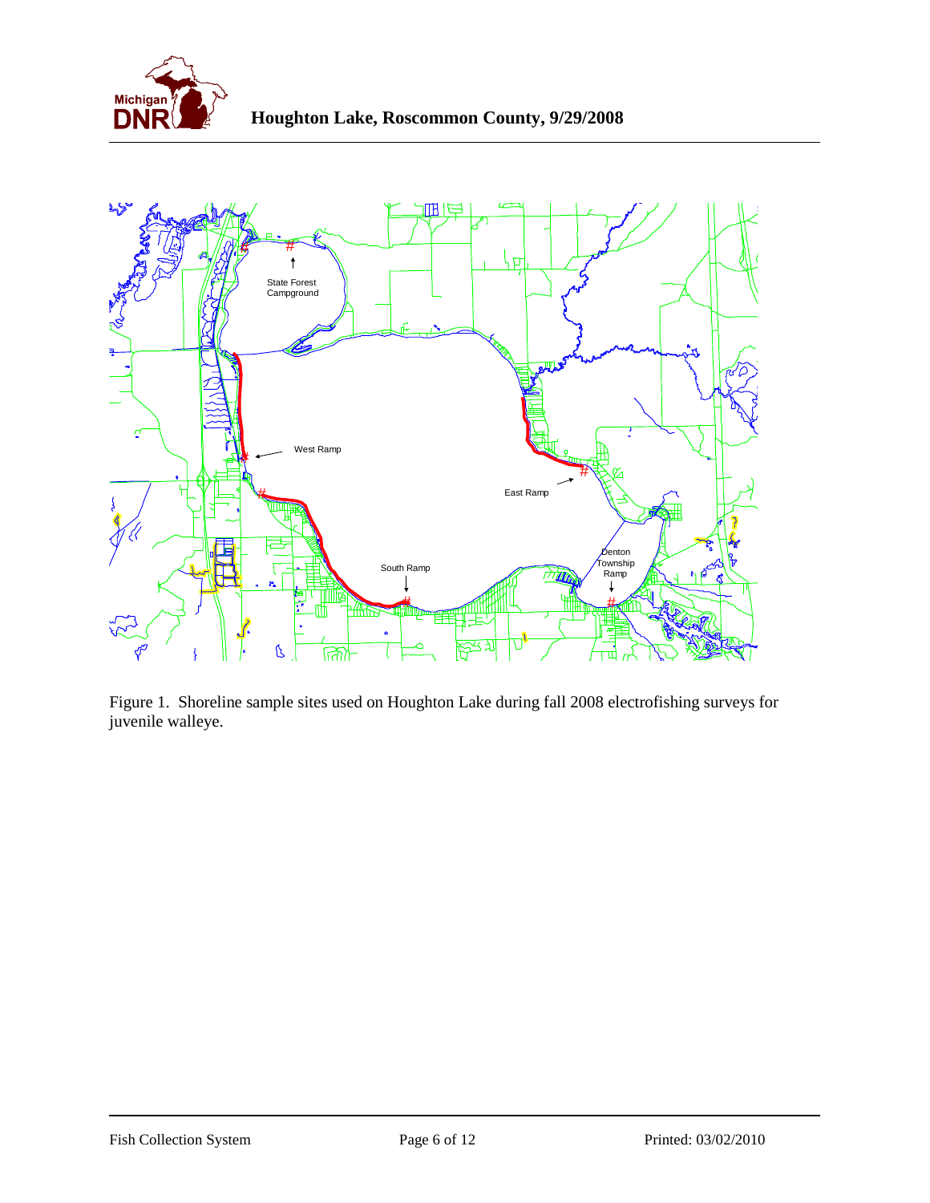# Houghton Lake, Roscommon County, 9/29/2008

Figure 1. Shoreline sample sites used on Houghton Lake during fall 2008 electrofishing surveys for juvenile walleye.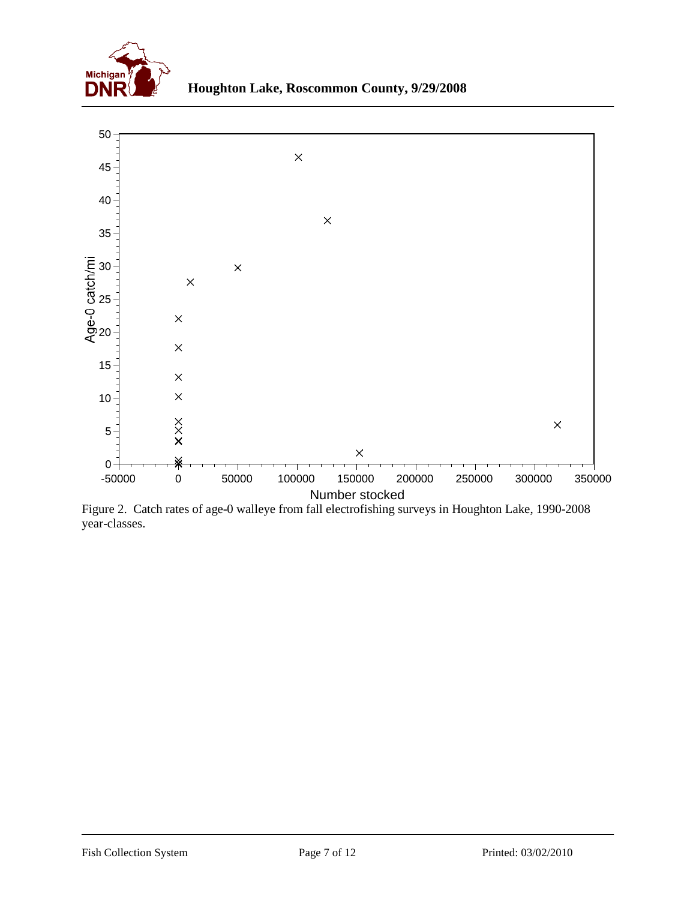Figure 2. Catch rates of age-0 walleye from fall electrofishing surveys in Houghton Lake, 1990-2008 year-classes.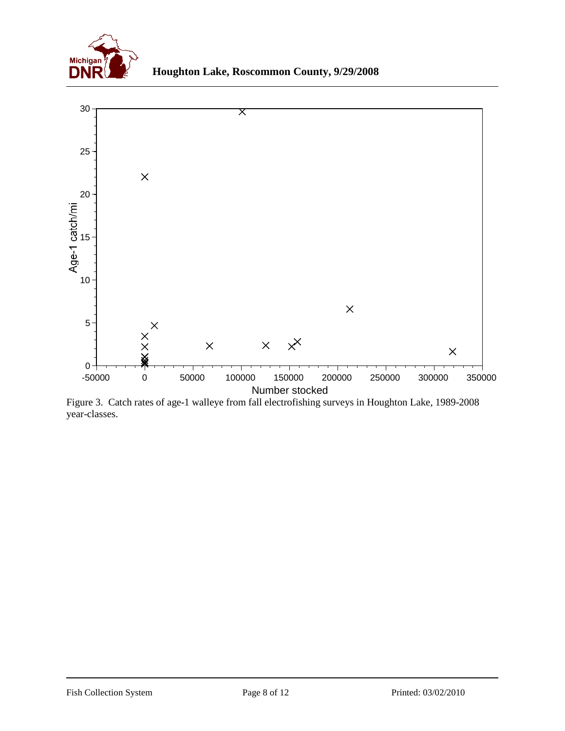Figure 3. Catch rates of age-1 walleye from fall electrofishing surveys in Houghton Lake, 1989-2008 year-classes.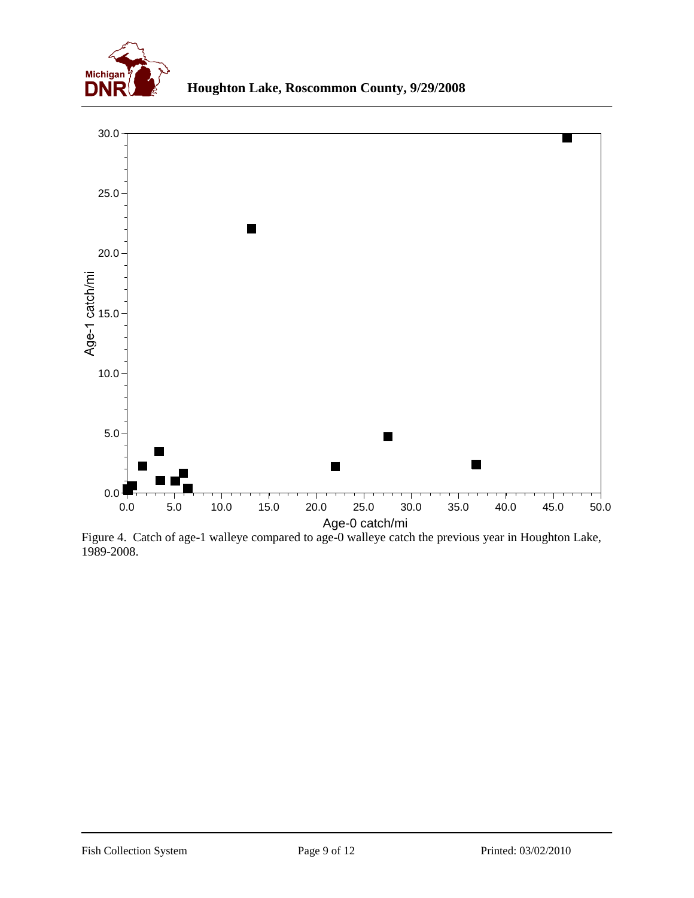Figure 4. Catch of age-1 walleye compared to age-0 walleye catch the previous year in Houghton Lake, 1989-2008.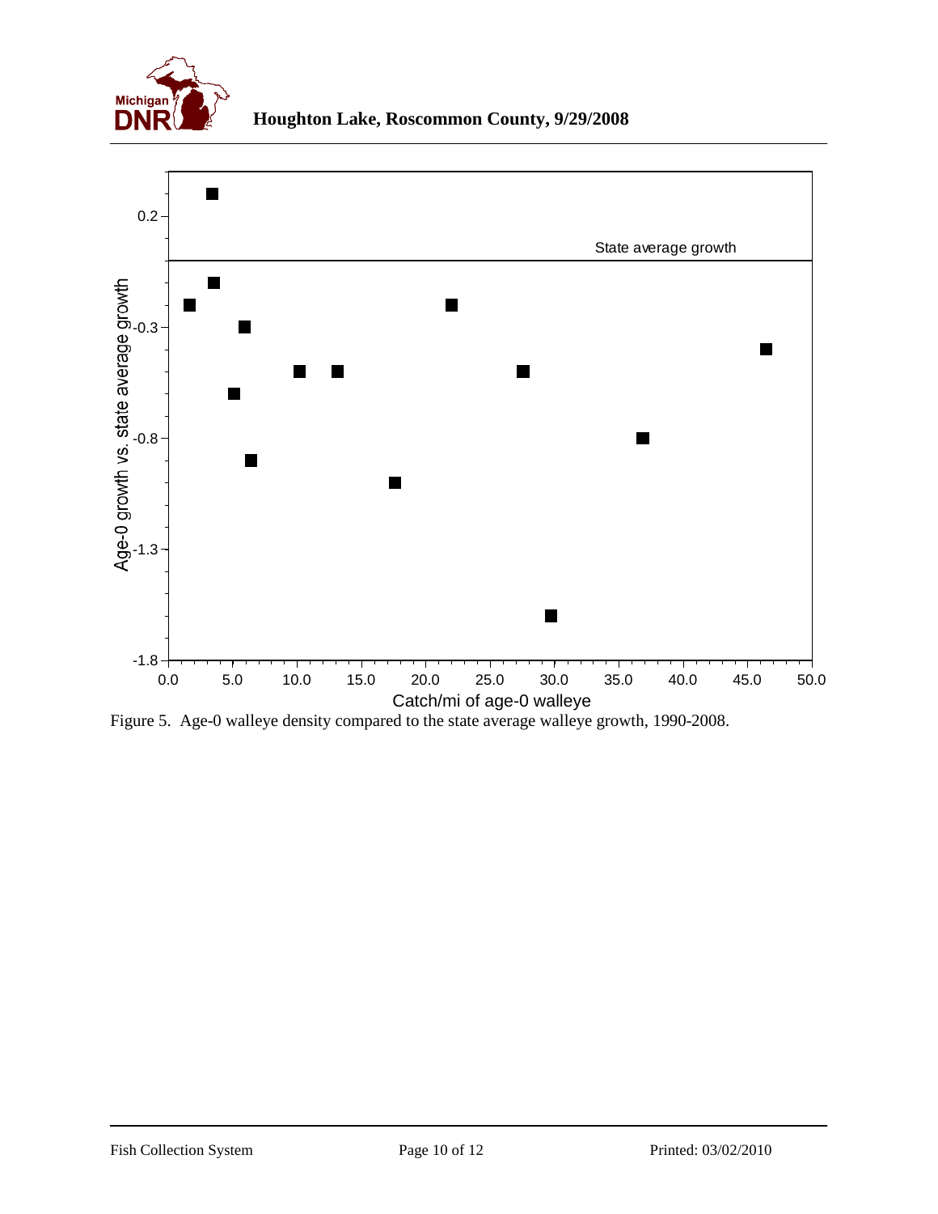Houghton Lake, Roscommon County, 9/29/2008

Figure 5. Age-0 walleye density compared to the state average walleye growth, 1990-2008.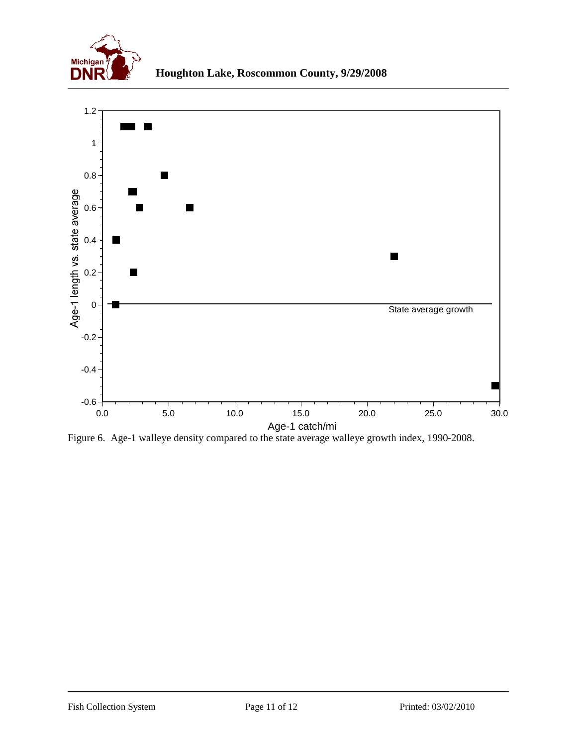Figure 6. Age-1 walleye density compared to the state average walleye growth index, 1990-2008.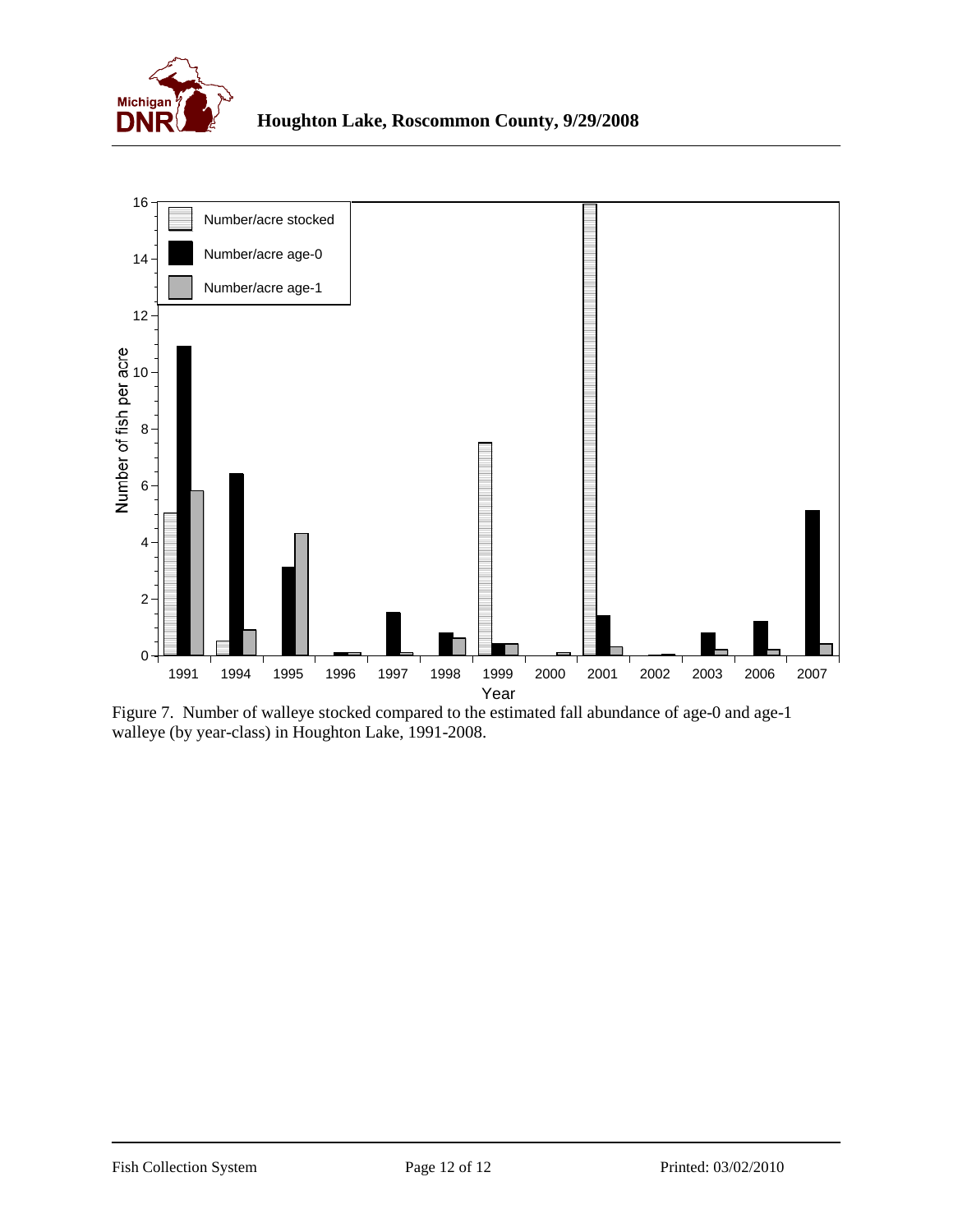**Houghton Lake, Roscommon County, 9/29/2008**

Number/acre stocked
Number/acre age-0
Number/acre age-1

Number of fish per acre

0
2
4
6
8
10
12
14
16

1991 1994 1995 1996 1997 1998 1999 2000 2001 2002 2003 2006 2007

Year

Figure 7. Number of walleye stocked compared to the estimated fall abundance of age-0 and age-1 walleye (by year-class) in Houghton Lake, 1991-2008.